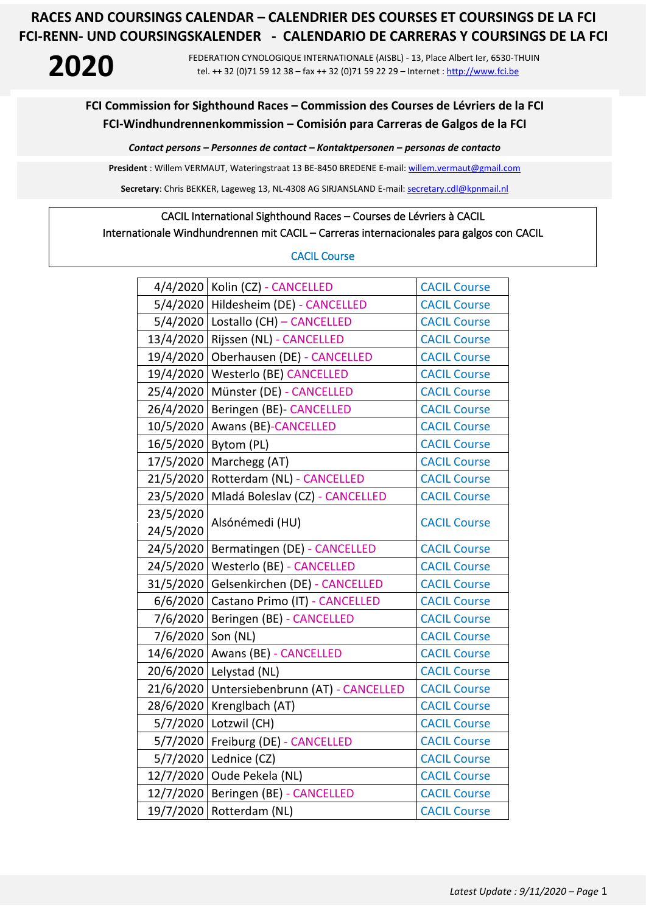# RACES AND COURSINGS CALENDAR – CALENDRIER DES COURSES ET COURSINGS DE LA FCI
# FCI-RENN- UND COURSINGSKALENDER - CALENDARIO DE CARRERAS Y COURSINGS DE LA FCI

**2020**

FEDERATION CYNOLOGIQUE INTERNATIONALE (AISBL) - 13, Place Albert Ier, 6530-THUIN
tel. ++ 32 (0)71 59 12 38 – fax ++ 32 (0)71 59 22 29 – Internet : http://www.fci.be

## FCI Commission for Sighthound Races – Commission des Courses de Lévriers de la FCI
## FCI-Windhundrennenkommission – Comisión para Carreras de Galgos de la FCI

***Contact persons – Personnes de contact – Kontaktpersonen – personas de contacto***

**President** : Willem VERMAUT, Wateringstraat 13 BE-8450 BREDENE E-mail: willem.vermaut@gmail.com

**Secretary**: Chris BEKKER, Lageweg 13, NL-4308 AG SIRJANSLAND E-mail: secretary.cdl@kpnmail.nl

CACIL International Sighthound Races – Courses de Lévriers à CACIL
Internationale Windhundrennen mit CACIL – Carreras internacionales para galgos con CACIL

CACIL Course

| Date | Location | Type |
|---|---|---|
| 4/4/2020 | Kolin (CZ) - CANCELLED | CACIL Course |
| 5/4/2020 | Hildesheim (DE) - CANCELLED | CACIL Course |
| 5/4/2020 | Lostallo (CH) – CANCELLED | CACIL Course |
| 13/4/2020 | Rijssen (NL) - CANCELLED | CACIL Course |
| 19/4/2020 | Oberhausen (DE) - CANCELLED | CACIL Course |
| 19/4/2020 | Westerlo (BE) CANCELLED | CACIL Course |
| 25/4/2020 | Münster (DE) - CANCELLED | CACIL Course |
| 26/4/2020 | Beringen (BE)- CANCELLED | CACIL Course |
| 10/5/2020 | Awans (BE)-CANCELLED | CACIL Course |
| 16/5/2020 | Bytom (PL) | CACIL Course |
| 17/5/2020 | Marchegg (AT) | CACIL Course |
| 21/5/2020 | Rotterdam (NL) - CANCELLED | CACIL Course |
| 23/5/2020 | Mladá Boleslav (CZ) - CANCELLED | CACIL Course |
| 23/5/2020 24/5/2020 | Alsónémedi (HU) | CACIL Course |
| 24/5/2020 | Bermatingen (DE) - CANCELLED | CACIL Course |
| 24/5/2020 | Westerlo (BE) - CANCELLED | CACIL Course |
| 31/5/2020 | Gelsenkirchen (DE) - CANCELLED | CACIL Course |
| 6/6/2020 | Castano Primo (IT) - CANCELLED | CACIL Course |
| 7/6/2020 | Beringen (BE) - CANCELLED | CACIL Course |
| 7/6/2020 | Son (NL) | CACIL Course |
| 14/6/2020 | Awans (BE) - CANCELLED | CACIL Course |
| 20/6/2020 | Lelystad (NL) | CACIL Course |
| 21/6/2020 | Untersiebenbrunn (AT) - CANCELLED | CACIL Course |
| 28/6/2020 | Krenglbach (AT) | CACIL Course |
| 5/7/2020 | Lotzwil (CH) | CACIL Course |
| 5/7/2020 | Freiburg (DE) - CANCELLED | CACIL Course |
| 5/7/2020 | Lednice (CZ) | CACIL Course |
| 12/7/2020 | Oude Pekela (NL) | CACIL Course |
| 12/7/2020 | Beringen (BE) - CANCELLED | CACIL Course |
| 19/7/2020 | Rotterdam (NL) | CACIL Course |

*Latest Update : 9/11/2020*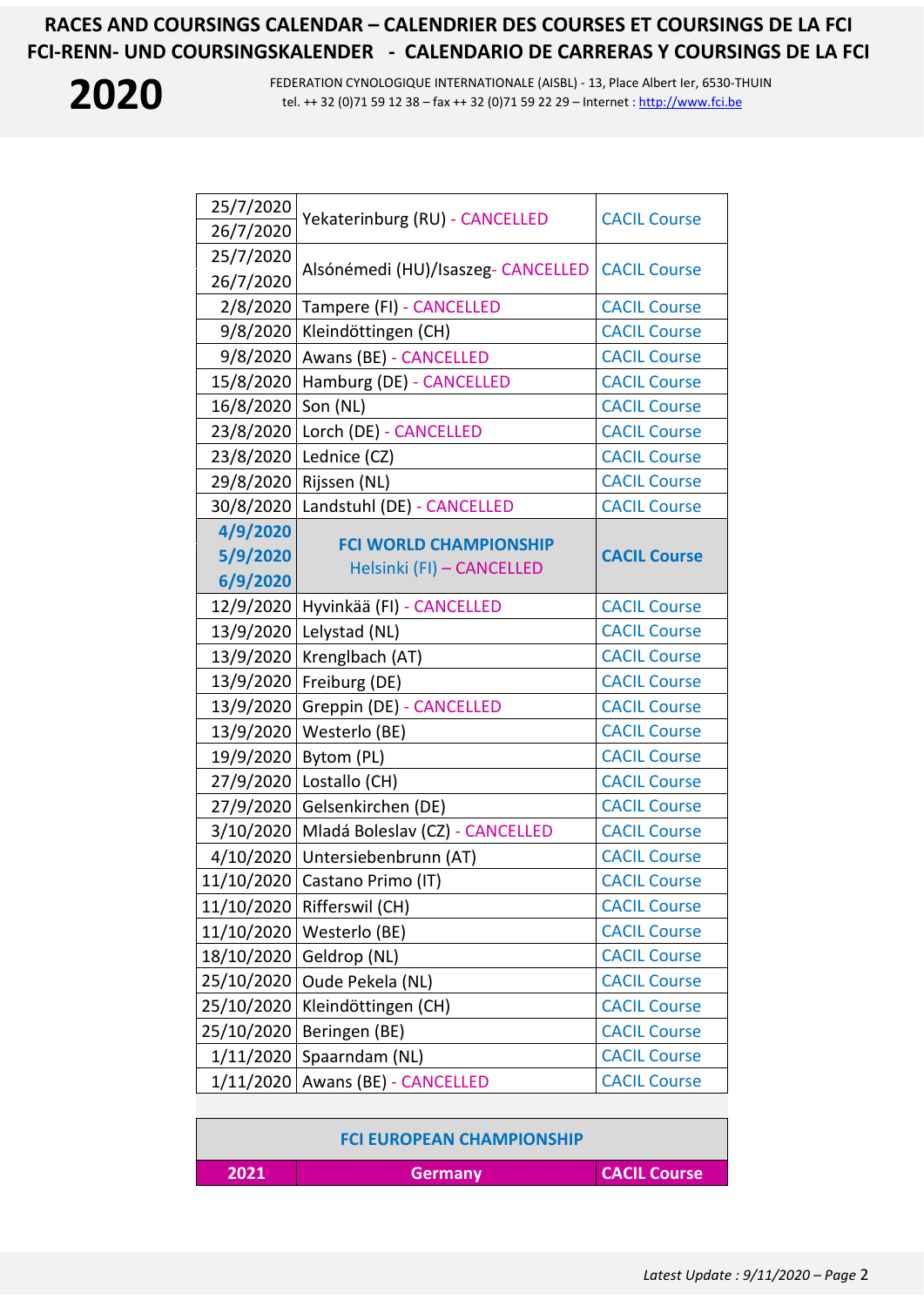# RACES AND COURSINGS CALENDAR – CALENDRIER DES COURSES ET COURSINGS DE LA FCI
# FCI-RENN- UND COURSINGSKALENDER - CALENDARIO DE CARRERAS Y COURSINGS DE LA FCI

**2020**

FEDERATION CYNOLOGIQUE INTERNATIONALE (AISBL) - 13, Place Albert Ier, 6530-THUIN
tel. ++ 32 (0)71 59 12 38 – fax ++ 32 (0)71 59 22 29 – Internet : http://www.fci.be

| Date | Location | Type |
|---|---|---|
| 25/7/2020<br>26/7/2020 | Yekaterinburg (RU) - CANCELLED | CACIL Course |
| 25/7/2020<br>26/7/2020 | Alsónémedi (HU)/Isaszeg- CANCELLED | CACIL Course |
| 2/8/2020 | Tampere (FI) - CANCELLED | CACIL Course |
| 9/8/2020 | Kleindöttingen (CH) | CACIL Course |
| 9/8/2020 | Awans (BE) - CANCELLED | CACIL Course |
| 15/8/2020 | Hamburg (DE) - CANCELLED | CACIL Course |
| 16/8/2020 | Son (NL) | CACIL Course |
| 23/8/2020 | Lorch (DE) - CANCELLED | CACIL Course |
| 23/8/2020 | Lednice (CZ) | CACIL Course |
| 29/8/2020 | Rijssen (NL) | CACIL Course |
| 30/8/2020 | Landstuhl (DE) - CANCELLED | CACIL Course |
| **4/9/2020<br>5/9/2020<br>6/9/2020** | **FCI WORLD CHAMPIONSHIP**<br>Helsinki (FI) – CANCELLED | **CACIL Course** |
| 12/9/2020 | Hyvinkää (FI) - CANCELLED | CACIL Course |
| 13/9/2020 | Lelystad (NL) | CACIL Course |
| 13/9/2020 | Krenglbach (AT) | CACIL Course |
| 13/9/2020 | Freiburg (DE) | CACIL Course |
| 13/9/2020 | Greppin (DE) - CANCELLED | CACIL Course |
| 13/9/2020 | Westerlo (BE) | CACIL Course |
| 19/9/2020 | Bytom (PL) | CACIL Course |
| 27/9/2020 | Lostallo (CH) | CACIL Course |
| 27/9/2020 | Gelsenkirchen (DE) | CACIL Course |
| 3/10/2020 | Mladá Boleslav (CZ) - CANCELLED | CACIL Course |
| 4/10/2020 | Untersiebenbrunn (AT) | CACIL Course |
| 11/10/2020 | Castano Primo (IT) | CACIL Course |
| 11/10/2020 | Rifferswil (CH) | CACIL Course |
| 11/10/2020 | Westerlo (BE) | CACIL Course |
| 18/10/2020 | Geldrop (NL) | CACIL Course |
| 25/10/2020 | Oude Pekela (NL) | CACIL Course |
| 25/10/2020 | Kleindöttingen (CH) | CACIL Course |
| 25/10/2020 | Beringen (BE) | CACIL Course |
| 1/11/2020 | Spaarndam (NL) | CACIL Course |
| 1/11/2020 | Awans (BE) - CANCELLED | CACIL Course |

| FCI EUROPEAN CHAMPIONSHIP | | |
|---|---|---|
| **2021** | **Germany** | **CACIL Course** |

*Latest Update : 9/11/2020*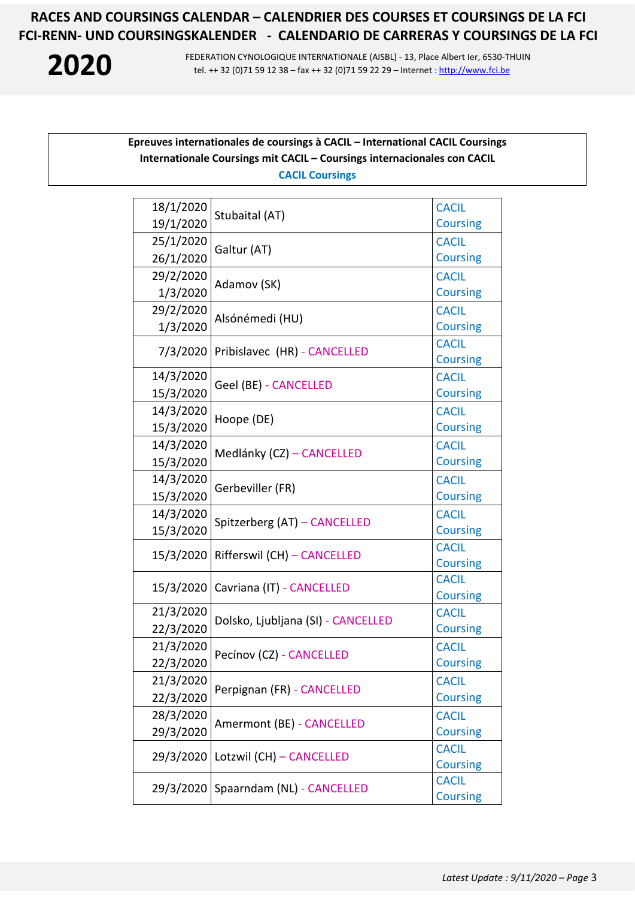# RACES AND COURSINGS CALENDAR – CALENDRIER DES COURSES ET COURSINGS DE LA FCI
# FCI-RENN- UND COURSINGSKALENDER - CALENDARIO DE CARRERAS Y COURSINGS DE LA FCI

**2020**

FEDERATION CYNOLOGIQUE INTERNATIONALE (AISBL) - 13, Place Albert Ier, 6530-THUIN
tel. ++ 32 (0)71 59 12 38 – fax ++ 32 (0)71 59 22 29 – Internet : http://www.fci.be

**Epreuves internationales de coursings à CACIL – International CACIL Coursings**
**Internationale Coursings mit CACIL – Coursings internacionales con CACIL**
**CACIL Coursings**

| Date | Place | Type |
|---|---|---|
| 18/1/2020<br>19/1/2020 | Stubaital (AT) | CACIL Coursing |
| 25/1/2020<br>26/1/2020 | Galtur (AT) | CACIL Coursing |
| 29/2/2020<br>1/3/2020 | Adamov (SK) | CACIL Coursing |
| 29/2/2020<br>1/3/2020 | Alsónémedi (HU) | CACIL Coursing |
| 7/3/2020 | Pribislavec (HR) - CANCELLED | CACIL Coursing |
| 14/3/2020<br>15/3/2020 | Geel (BE) - CANCELLED | CACIL Coursing |
| 14/3/2020<br>15/3/2020 | Hoope (DE) | CACIL Coursing |
| 14/3/2020<br>15/3/2020 | Medlánky (CZ) – CANCELLED | CACIL Coursing |
| 14/3/2020<br>15/3/2020 | Gerbeviller (FR) | CACIL Coursing |
| 14/3/2020<br>15/3/2020 | Spitzerberg (AT) – CANCELLED | CACIL Coursing |
| 15/3/2020 | Rifferswil (CH) – CANCELLED | CACIL Coursing |
| 15/3/2020 | Cavriana (IT) - CANCELLED | CACIL Coursing |
| 21/3/2020<br>22/3/2020 | Dolsko, Ljubljana (SI) - CANCELLED | CACIL Coursing |
| 21/3/2020<br>22/3/2020 | Pecínov (CZ) - CANCELLED | CACIL Coursing |
| 21/3/2020<br>22/3/2020 | Perpignan (FR) - CANCELLED | CACIL Coursing |
| 28/3/2020<br>29/3/2020 | Amermont (BE) - CANCELLED | CACIL Coursing |
| 29/3/2020 | Lotzwil (CH) – CANCELLED | CACIL Coursing |
| 29/3/2020 | Spaarndam (NL) - CANCELLED | CACIL Coursing |

*Latest Update : 9/11/2020*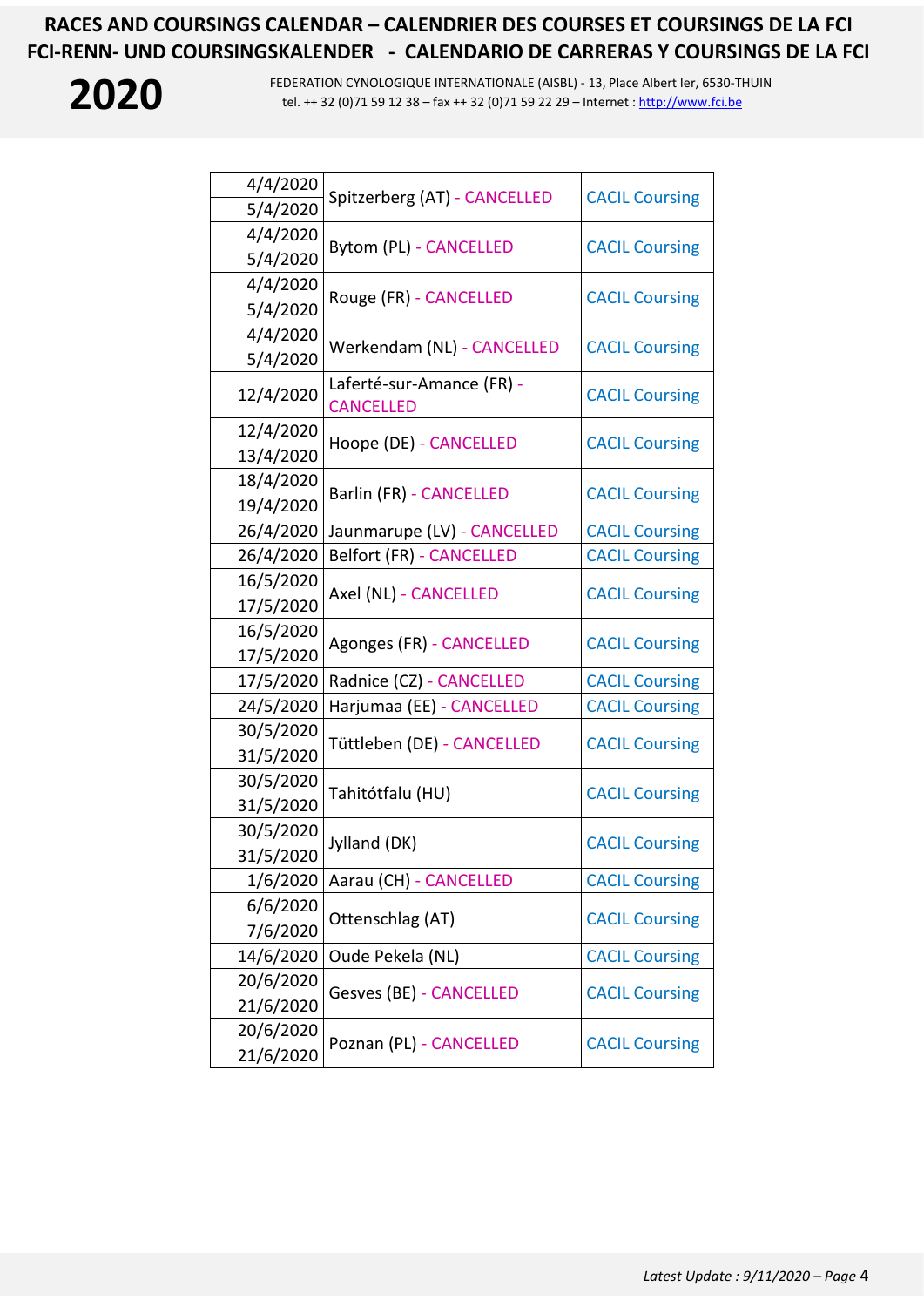| Date | Location | Type |
|---|---|---|
| 4/4/2020<br>5/4/2020 | Spitzerberg (AT) - CANCELLED | CACIL Coursing |
| 4/4/2020<br>5/4/2020 | Bytom (PL) - CANCELLED | CACIL Coursing |
| 4/4/2020<br>5/4/2020 | Rouge (FR) - CANCELLED | CACIL Coursing |
| 4/4/2020<br>5/4/2020 | Werkendam (NL) - CANCELLED | CACIL Coursing |
| 12/4/2020 | Laferté-sur-Amance (FR) - CANCELLED | CACIL Coursing |
| 12/4/2020<br>13/4/2020 | Hoope (DE) - CANCELLED | CACIL Coursing |
| 18/4/2020<br>19/4/2020 | Barlin (FR) - CANCELLED | CACIL Coursing |
| 26/4/2020 | Jaunmarupe (LV) - CANCELLED | CACIL Coursing |
| 26/4/2020 | Belfort (FR) - CANCELLED | CACIL Coursing |
| 16/5/2020<br>17/5/2020 | Axel (NL) - CANCELLED | CACIL Coursing |
| 16/5/2020<br>17/5/2020 | Agonges (FR) - CANCELLED | CACIL Coursing |
| 17/5/2020 | Radnice (CZ) - CANCELLED | CACIL Coursing |
| 24/5/2020 | Harjumaa (EE) - CANCELLED | CACIL Coursing |
| 30/5/2020<br>31/5/2020 | Tüttleben (DE) - CANCELLED | CACIL Coursing |
| 30/5/2020<br>31/5/2020 | Tahitótfalu (HU) | CACIL Coursing |
| 30/5/2020<br>31/5/2020 | Jylland (DK) | CACIL Coursing |
| 1/6/2020 | Aarau (CH) - CANCELLED | CACIL Coursing |
| 6/6/2020<br>7/6/2020 | Ottenschlag (AT) | CACIL Coursing |
| 14/6/2020 | Oude Pekela (NL) | CACIL Coursing |
| 20/6/2020<br>21/6/2020 | Gesves (BE) - CANCELLED | CACIL Coursing |
| 20/6/2020<br>21/6/2020 | Poznan (PL) - CANCELLED | CACIL Coursing |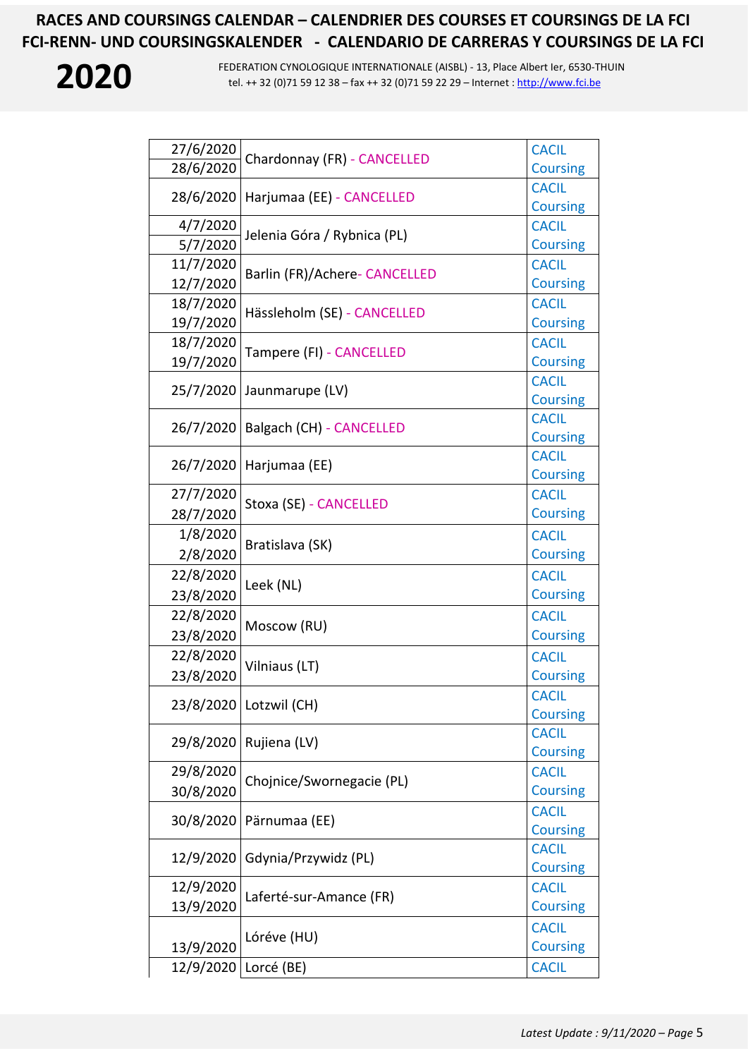| Date | Location | Type |
|---|---|---|
| 27/6/2020<br>28/6/2020 | Chardonnay (FR) - CANCELLED | CACIL Coursing |
| 28/6/2020 | Harjumaa (EE) - CANCELLED | CACIL Coursing |
| 4/7/2020<br>5/7/2020 | Jelenia Góra / Rybnica (PL) | CACIL Coursing |
| 11/7/2020<br>12/7/2020 | Barlin (FR)/Achere- CANCELLED | CACIL Coursing |
| 18/7/2020<br>19/7/2020 | Hässleholm (SE) - CANCELLED | CACIL Coursing |
| 18/7/2020<br>19/7/2020 | Tampere (FI) - CANCELLED | CACIL Coursing |
| 25/7/2020 | Jaunmarupe (LV) | CACIL Coursing |
| 26/7/2020 | Balgach (CH) - CANCELLED | CACIL Coursing |
| 26/7/2020 | Harjumaa (EE) | CACIL Coursing |
| 27/7/2020<br>28/7/2020 | Stoxa (SE) - CANCELLED | CACIL Coursing |
| 1/8/2020<br>2/8/2020 | Bratislava (SK) | CACIL Coursing |
| 22/8/2020<br>23/8/2020 | Leek (NL) | CACIL Coursing |
| 22/8/2020<br>23/8/2020 | Moscow (RU) | CACIL Coursing |
| 22/8/2020<br>23/8/2020 | Vilniaus (LT) | CACIL Coursing |
| 23/8/2020 | Lotzwil (CH) | CACIL Coursing |
| 29/8/2020 | Rujiena (LV) | CACIL Coursing |
| 29/8/2020<br>30/8/2020 | Chojnice/Swornegacie (PL) | CACIL Coursing |
| 30/8/2020 | Pärnumaa (EE) | CACIL Coursing |
| 12/9/2020 | Gdynia/Przywidz (PL) | CACIL Coursing |
| 12/9/2020<br>13/9/2020 | Laferté-sur-Amance (FR) | CACIL Coursing |
| 13/9/2020 | Lóréve (HU) | CACIL Coursing |
| 12/9/2020 | Lorcé (BE) | CACIL |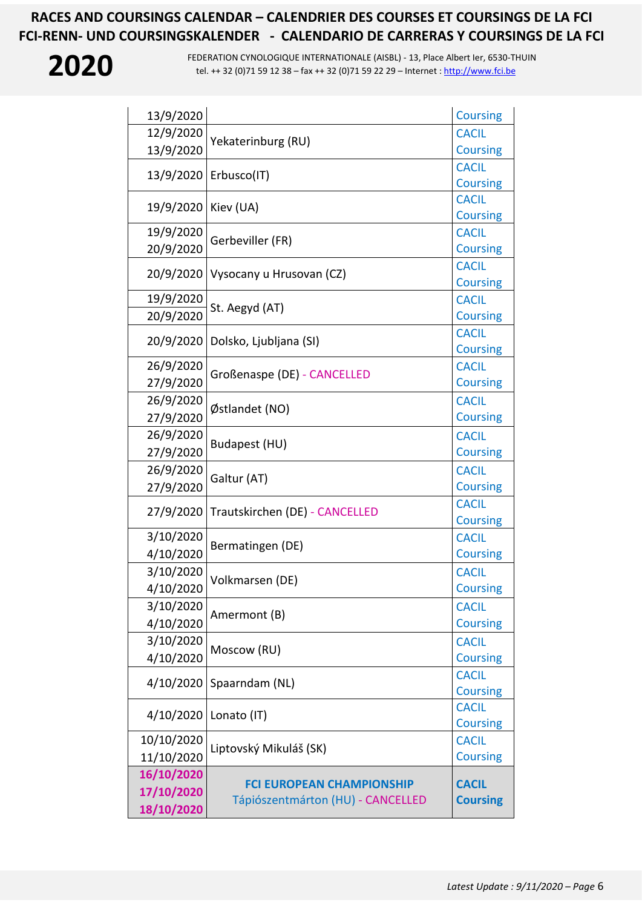# RACES AND COURSINGS CALENDAR – CALENDRIER DES COURSES ET COURSINGS DE LA FCI
# FCI-RENN- UND COURSINGSKALENDER - CALENDARIO DE CARRERAS Y COURSINGS DE LA FCI

**2020**

FEDERATION CYNOLOGIQUE INTERNATIONALE (AISBL) - 13, Place Albert Ier, 6530-THUIN
tel. ++ 32 (0)71 59 12 38 – fax ++ 32 (0)71 59 22 29 – Internet : http://www.fci.be

| Date | Place | Type |
|---|---|---|
| 13/9/2020 | | Coursing |
| 12/9/2020<br>13/9/2020 | Yekaterinburg (RU) | CACIL<br>Coursing |
| 13/9/2020 | Erbusco(IT) | CACIL<br>Coursing |
| 19/9/2020 | Kiev (UA) | CACIL<br>Coursing |
| 19/9/2020<br>20/9/2020 | Gerbeviller (FR) | CACIL<br>Coursing |
| 20/9/2020 | Vysocany u Hrusovan (CZ) | CACIL<br>Coursing |
| 19/9/2020<br>20/9/2020 | St. Aegyd (AT) | CACIL<br>Coursing |
| 20/9/2020 | Dolsko, Ljubljana (SI) | CACIL<br>Coursing |
| 26/9/2020<br>27/9/2020 | Großenaspe (DE) - CANCELLED | CACIL<br>Coursing |
| 26/9/2020<br>27/9/2020 | Østlandet (NO) | CACIL<br>Coursing |
| 26/9/2020<br>27/9/2020 | Budapest (HU) | CACIL<br>Coursing |
| 26/9/2020<br>27/9/2020 | Galtur (AT) | CACIL<br>Coursing |
| 27/9/2020 | Trautskirchen (DE) - CANCELLED | CACIL<br>Coursing |
| 3/10/2020<br>4/10/2020 | Bermatingen (DE) | CACIL<br>Coursing |
| 3/10/2020<br>4/10/2020 | Volkmarsen (DE) | CACIL<br>Coursing |
| 3/10/2020<br>4/10/2020 | Amermont (B) | CACIL<br>Coursing |
| 3/10/2020<br>4/10/2020 | Moscow (RU) | CACIL<br>Coursing |
| 4/10/2020 | Spaarndam (NL) | CACIL<br>Coursing |
| 4/10/2020 | Lonato (IT) | CACIL<br>Coursing |
| 10/10/2020<br>11/10/2020 | Liptovský Mikuláš (SK) | CACIL<br>Coursing |
| **16/10/2020<br>17/10/2020<br>18/10/2020** | **FCI EUROPEAN CHAMPIONSHIP**<br>Tápiószentmárton (HU) - CANCELLED | **CACIL<br>Coursing** |

*Latest Update : 9/11/2020 – Page* 6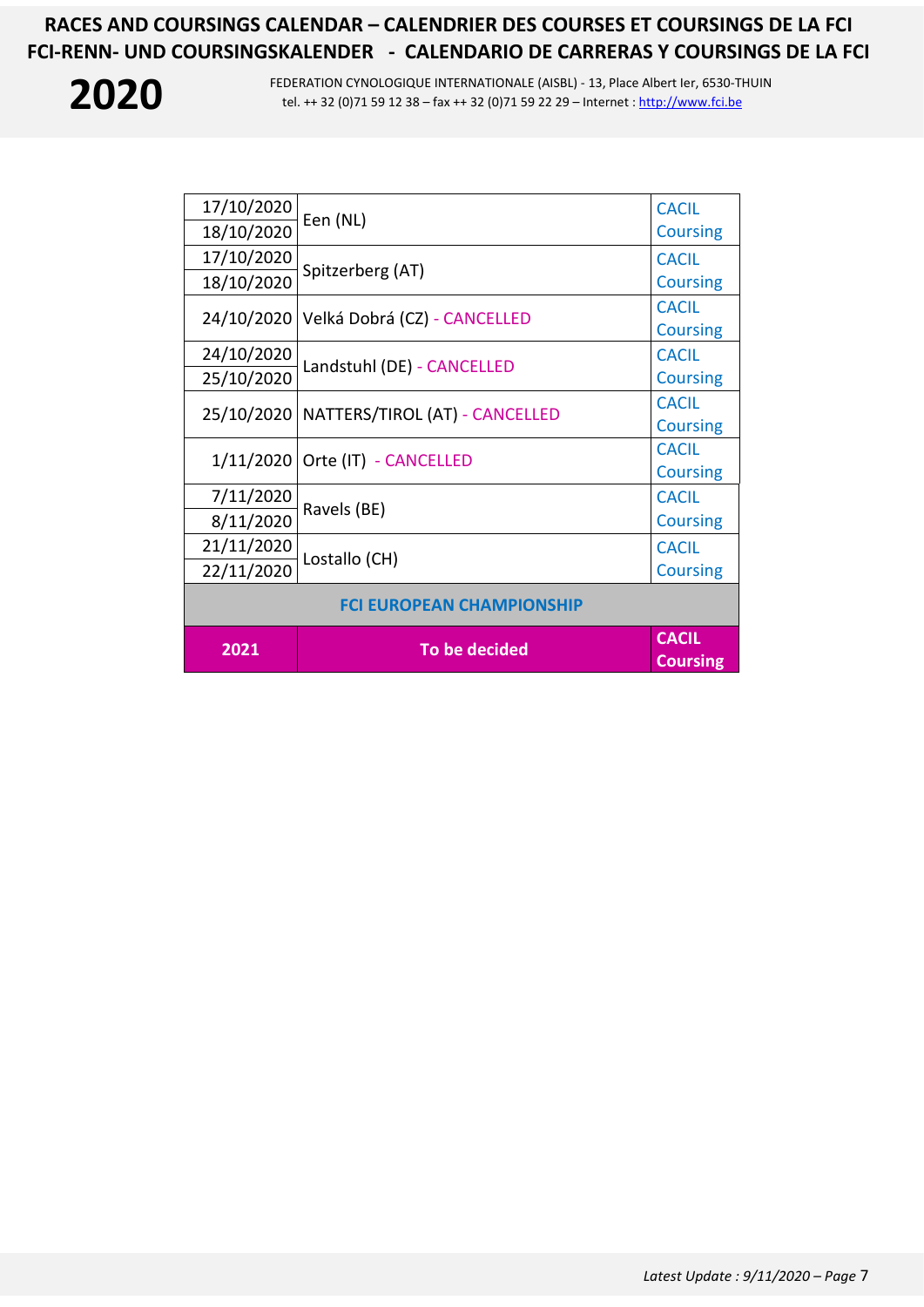# RACES AND COURSINGS CALENDAR – CALENDRIER DES COURSES ET COURSINGS DE LA FCI
# FCI-RENN- UND COURSINGSKALENDER - CALENDARIO DE CARRERAS Y COURSINGS DE LA FCI

# 2020

FEDERATION CYNOLOGIQUE INTERNATIONALE (AISBL) - 13, Place Albert Ier, 6530-THUIN
tel. ++ 32 (0)71 59 12 38 – fax ++ 32 (0)71 59 22 29 – Internet : http://www.fci.be

| | | |
|---|---|---|
| 17/10/2020<br>18/10/2020 | Een (NL) | CACIL Coursing |
| 17/10/2020<br>18/10/2020 | Spitzerberg (AT) | CACIL Coursing |
| 24/10/2020 | Velká Dobrá (CZ) - CANCELLED | CACIL Coursing |
| 24/10/2020<br>25/10/2020 | Landstuhl (DE) - CANCELLED | CACIL Coursing |
| 25/10/2020 | NATTERS/TIROL (AT) - CANCELLED | CACIL Coursing |
| 1/11/2020 | Orte (IT) - CANCELLED | CACIL Coursing |
| 7/11/2020<br>8/11/2020 | Ravels (BE) | CACIL Coursing |
| 21/11/2020<br>22/11/2020 | Lostallo (CH) | CACIL Coursing |
| **FCI EUROPEAN CHAMPIONSHIP** | | |
| **2021** | **To be decided** | **CACIL Coursing** |

*Latest Update : 9/11/2020*